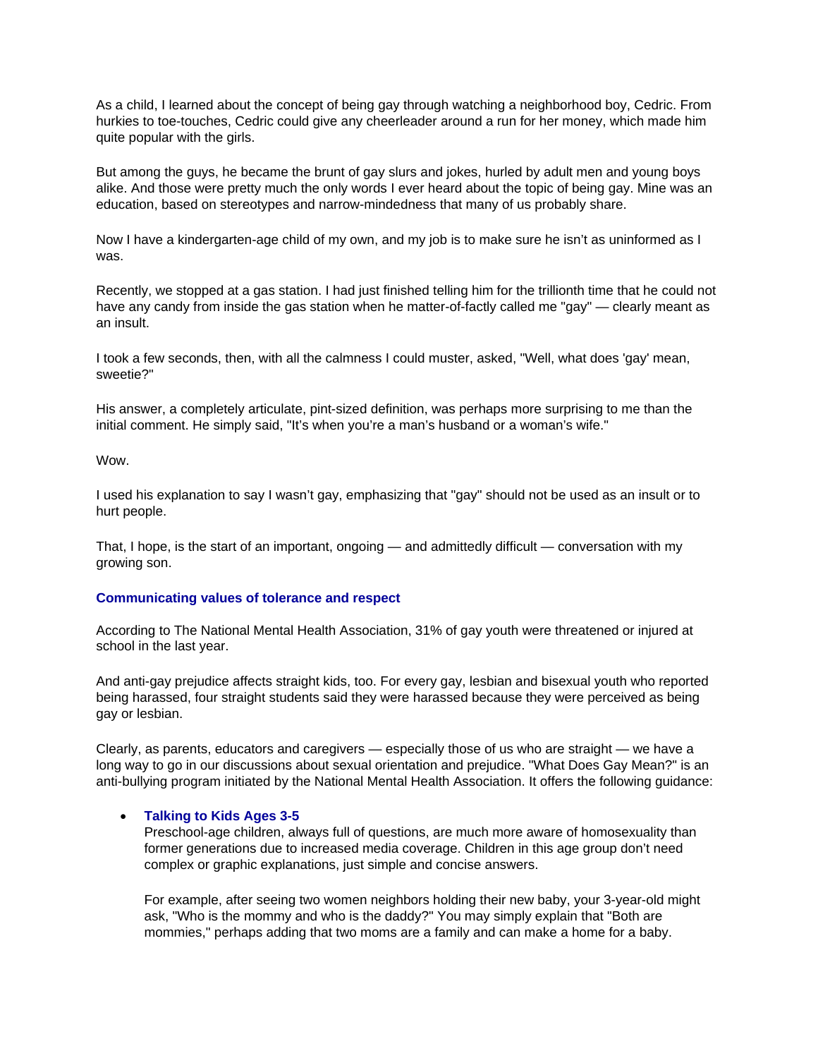As a child, I learned about the concept of being gay through watching a neighborhood boy, Cedric. From hurkies to toe-touches, Cedric could give any cheerleader around a run for her money, which made him quite popular with the girls.

But among the guys, he became the brunt of gay slurs and jokes, hurled by adult men and young boys alike. And those were pretty much the only words I ever heard about the topic of being gay. Mine was an education, based on stereotypes and narrow-mindedness that many of us probably share.

Now I have a kindergarten-age child of my own, and my job is to make sure he isn't as uninformed as I was.

Recently, we stopped at a gas station. I had just finished telling him for the trillionth time that he could not have any candy from inside the gas station when he matter-of-factly called me "gay" — clearly meant as an insult.

I took a few seconds, then, with all the calmness I could muster, asked, "Well, what does 'gay' mean, sweetie?"

His answer, a completely articulate, pint-sized definition, was perhaps more surprising to me than the initial comment. He simply said, "It's when you're a man's husband or a woman's wife."

Wow.

I used his explanation to say I wasn't gay, emphasizing that "gay" should not be used as an insult or to hurt people.

That, I hope, is the start of an important, ongoing — and admittedly difficult — conversation with my growing son.

### Communicating values of tolerance and respect

According to The National Mental Health Association, 31% of gay youth were threatened or injured at school in the last year.

And anti-gay prejudice affects straight kids, too. For every gay, lesbian and bisexual youth who reported being harassed, four straight students said they were harassed because they were perceived as being gay or lesbian.

Clearly, as parents, educators and caregivers — especially those of us who are straight — we have a long way to go in our discussions about sexual orientation and prejudice. "What Does Gay Mean?" is an anti-bullying program initiated by the National Mental Health Association. It offers the following guidance:

- **Talking to Kids Ages 3-5**
  Preschool-age children, always full of questions, are much more aware of homosexuality than former generations due to increased media coverage. Children in this age group don't need complex or graphic explanations, just simple and concise answers.

  For example, after seeing two women neighbors holding their new baby, your 3-year-old might ask, "Who is the mommy and who is the daddy?" You may simply explain that "Both are mommies," perhaps adding that two moms are a family and can make a home for a baby.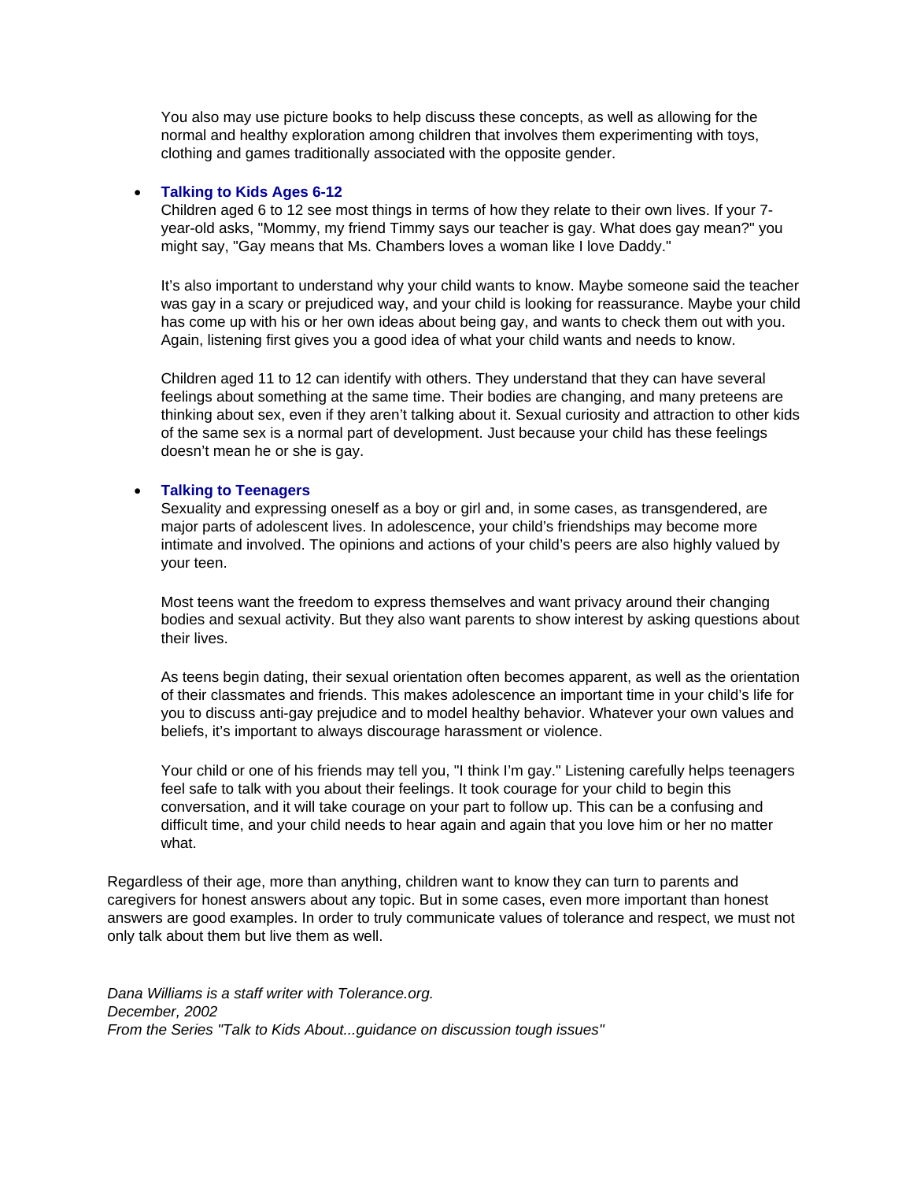You also may use picture books to help discuss these concepts, as well as allowing for the normal and healthy exploration among children that involves them experimenting with toys, clothing and games traditionally associated with the opposite gender.

- **Talking to Kids Ages 6-12**
  Children aged 6 to 12 see most things in terms of how they relate to their own lives. If your 7-year-old asks, "Mommy, my friend Timmy says our teacher is gay. What does gay mean?" you might say, "Gay means that Ms. Chambers loves a woman like I love Daddy."

  It's also important to understand why your child wants to know. Maybe someone said the teacher was gay in a scary or prejudiced way, and your child is looking for reassurance. Maybe your child has come up with his or her own ideas about being gay, and wants to check them out with you. Again, listening first gives you a good idea of what your child wants and needs to know.

  Children aged 11 to 12 can identify with others. They understand that they can have several feelings about something at the same time. Their bodies are changing, and many preteens are thinking about sex, even if they aren't talking about it. Sexual curiosity and attraction to other kids of the same sex is a normal part of development. Just because your child has these feelings doesn't mean he or she is gay.

- **Talking to Teenagers**
  Sexuality and expressing oneself as a boy or girl and, in some cases, as transgendered, are major parts of adolescent lives. In adolescence, your child's friendships may become more intimate and involved. The opinions and actions of your child's peers are also highly valued by your teen.

  Most teens want the freedom to express themselves and want privacy around their changing bodies and sexual activity. But they also want parents to show interest by asking questions about their lives.

  As teens begin dating, their sexual orientation often becomes apparent, as well as the orientation of their classmates and friends. This makes adolescence an important time in your child's life for you to discuss anti-gay prejudice and to model healthy behavior. Whatever your own values and beliefs, it's important to always discourage harassment or violence.

  Your child or one of his friends may tell you, "I think I'm gay." Listening carefully helps teenagers feel safe to talk with you about their feelings. It took courage for your child to begin this conversation, and it will take courage on your part to follow up. This can be a confusing and difficult time, and your child needs to hear again and again that you love him or her no matter what.

Regardless of their age, more than anything, children want to know they can turn to parents and caregivers for honest answers about any topic. But in some cases, even more important than honest answers are good examples. In order to truly communicate values of tolerance and respect, we must not only talk about them but live them as well.

*Dana Williams is a staff writer with Tolerance.org.*
*December, 2002*
*From the Series "Talk to Kids About...guidance on discussion tough issues"*